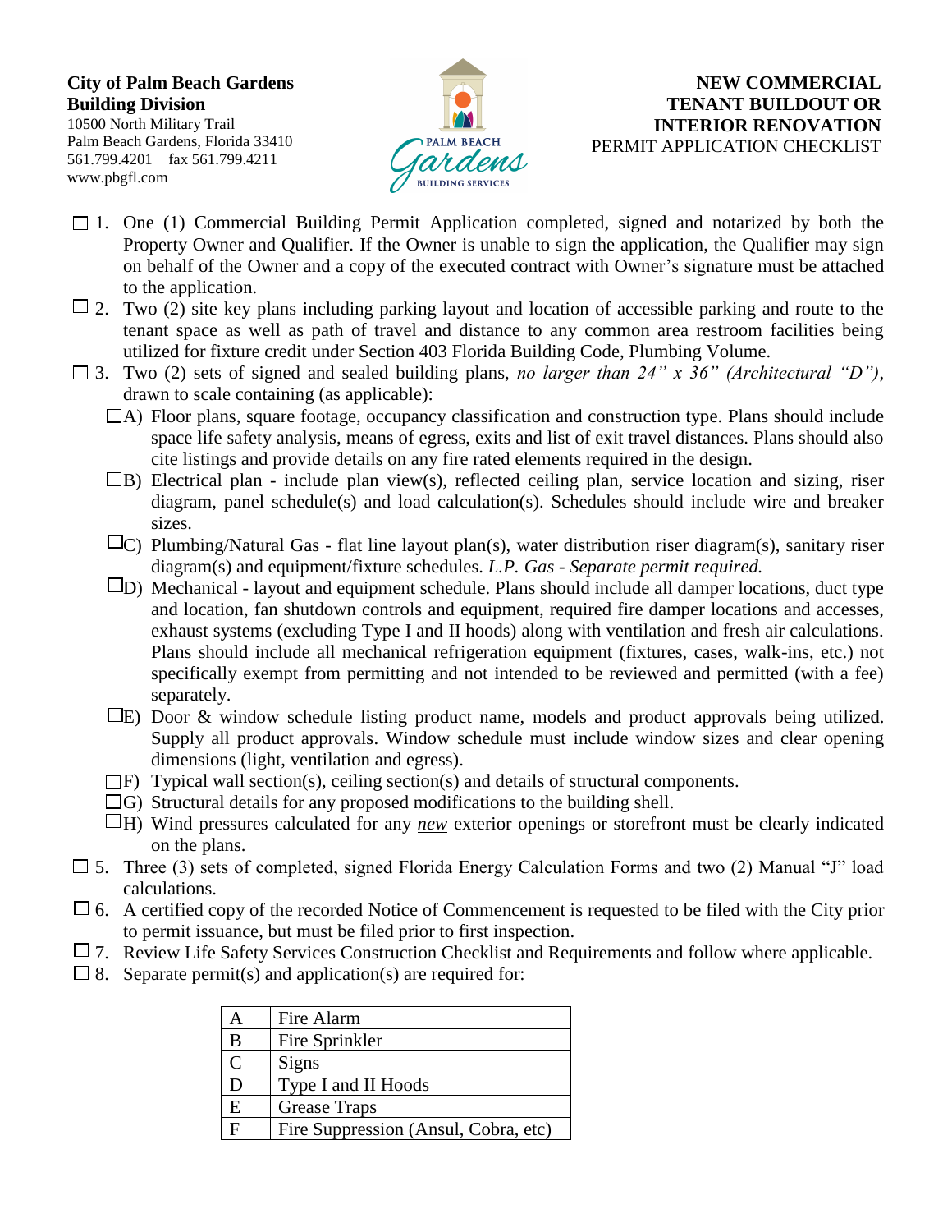**City of Palm Beach Gardens**
**Building Division**
10500 North Military Trail
Palm Beach Gardens, Florida 33410
561.799.4201 fax 561.799.4211
www.pbgfl.com

# NEW COMMERCIAL TENANT BUILDOUT OR INTERIOR RENOVATION

PERMIT APPLICATION CHECKLIST

- ☐ 1. One (1) Commercial Building Permit Application completed, signed and notarized by both the Property Owner and Qualifier. If the Owner is unable to sign the application, the Qualifier may sign on behalf of the Owner and a copy of the executed contract with Owner's signature must be attached to the application.
- ☐ 2. Two (2) site key plans including parking layout and location of accessible parking and route to the tenant space as well as path of travel and distance to any common area restroom facilities being utilized for fixture credit under Section 403 Florida Building Code, Plumbing Volume.
- ☐ 3. Two (2) sets of signed and sealed building plans, *no larger than 24" x 36" (Architectural "D")*, drawn to scale containing (as applicable):
  - ☐A) Floor plans, square footage, occupancy classification and construction type. Plans should include space life safety analysis, means of egress, exits and list of exit travel distances. Plans should also cite listings and provide details on any fire rated elements required in the design.
  - ☐B) Electrical plan - include plan view(s), reflected ceiling plan, service location and sizing, riser diagram, panel schedule(s) and load calculation(s). Schedules should include wire and breaker sizes.
  - ☐C) Plumbing/Natural Gas - flat line layout plan(s), water distribution riser diagram(s), sanitary riser diagram(s) and equipment/fixture schedules. *L.P. Gas - Separate permit required.*
  - ☐D) Mechanical - layout and equipment schedule. Plans should include all damper locations, duct type and location, fan shutdown controls and equipment, required fire damper locations and accesses, exhaust systems (excluding Type I and II hoods) along with ventilation and fresh air calculations. Plans should include all mechanical refrigeration equipment (fixtures, cases, walk-ins, etc.) not specifically exempt from permitting and not intended to be reviewed and permitted (with a fee) separately.
  - ☐E) Door & window schedule listing product name, models and product approvals being utilized. Supply all product approvals. Window schedule must include window sizes and clear opening dimensions (light, ventilation and egress).
  - ☐F) Typical wall section(s), ceiling section(s) and details of structural components.
  - ☐G) Structural details for any proposed modifications to the building shell.
  - ☐H) Wind pressures calculated for any *new* exterior openings or storefront must be clearly indicated on the plans.
- ☐ 5. Three (3) sets of completed, signed Florida Energy Calculation Forms and two (2) Manual "J" load calculations.
- ☐ 6. A certified copy of the recorded Notice of Commencement is requested to be filed with the City prior to permit issuance, but must be filed prior to first inspection.
- ☐ 7. Review Life Safety Services Construction Checklist and Requirements and follow where applicable.
- ☐ 8. Separate permit(s) and application(s) are required for:

| | |
|---|---|
| A | Fire Alarm |
| B | Fire Sprinkler |
| C | Signs |
| D | Type I and II Hoods |
| E | Grease Traps |
| F | Fire Suppression (Ansul, Cobra, etc) |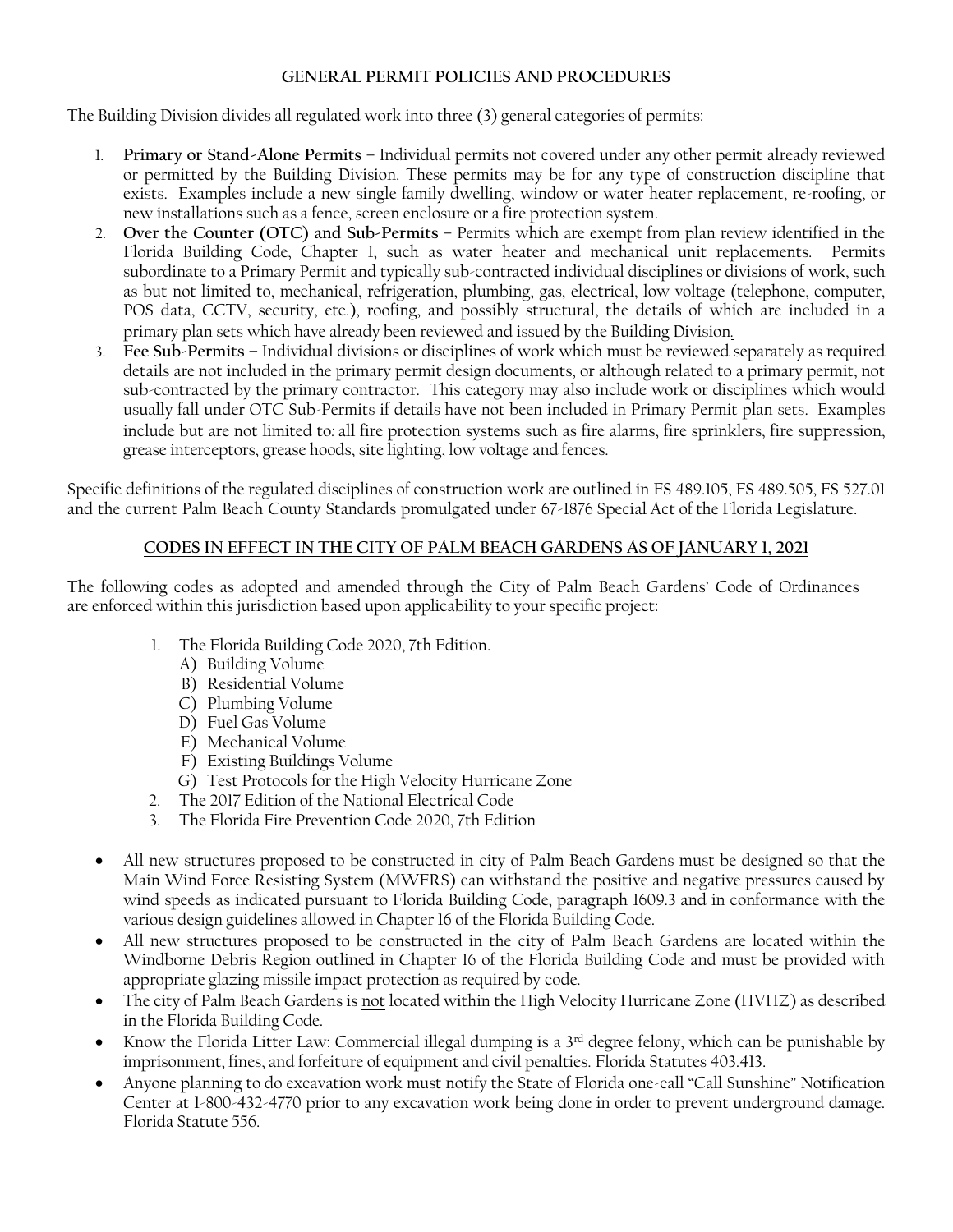## GENERAL PERMIT POLICIES AND PROCEDURES

The Building Division divides all regulated work into three (3) general categories of permits:

1. **Primary or Stand-Alone Permits** – Individual permits not covered under any other permit already reviewed or permitted by the Building Division. These permits may be for any type of construction discipline that exists. Examples include a new single family dwelling, window or water heater replacement, re-roofing, or new installations such as a fence, screen enclosure or a fire protection system.
2. **Over the Counter (OTC) and Sub-Permits** – Permits which are exempt from plan review identified in the Florida Building Code, Chapter 1, such as water heater and mechanical unit replacements. Permits subordinate to a Primary Permit and typically sub-contracted individual disciplines or divisions of work, such as but not limited to, mechanical, refrigeration, plumbing, gas, electrical, low voltage (telephone, computer, POS data, CCTV, security, etc.), roofing, and possibly structural, the details of which are included in a primary plan sets which have already been reviewed and issued by the Building Division.
3. **Fee Sub-Permits** – Individual divisions or disciplines of work which must be reviewed separately as required details are not included in the primary permit design documents, or although related to a primary permit, not sub-contracted by the primary contractor. This category may also include work or disciplines which would usually fall under OTC Sub-Permits if details have not been included in Primary Permit plan sets. Examples include but are not limited to: all fire protection systems such as fire alarms, fire sprinklers, fire suppression, grease interceptors, grease hoods, site lighting, low voltage and fences.

Specific definitions of the regulated disciplines of construction work are outlined in FS 489.105, FS 489.505, FS 527.01 and the current Palm Beach County Standards promulgated under 67-1876 Special Act of the Florida Legislature.

## CODES IN EFFECT IN THE CITY OF PALM BEACH GARDENS AS OF JANUARY 1, 2021

The following codes as adopted and amended through the City of Palm Beach Gardens' Code of Ordinances are enforced within this jurisdiction based upon applicability to your specific project:

1. The Florida Building Code 2020, 7th Edition.
   - A) Building Volume
   - B) Residential Volume
   - C) Plumbing Volume
   - D) Fuel Gas Volume
   - E) Mechanical Volume
   - F) Existing Buildings Volume
   - G) Test Protocols for the High Velocity Hurricane Zone
2. The 2017 Edition of the National Electrical Code
3. The Florida Fire Prevention Code 2020, 7th Edition

- All new structures proposed to be constructed in city of Palm Beach Gardens must be designed so that the Main Wind Force Resisting System (MWFRS) can withstand the positive and negative pressures caused by wind speeds as indicated pursuant to Florida Building Code, paragraph 1609.3 and in conformance with the various design guidelines allowed in Chapter 16 of the Florida Building Code.
- All new structures proposed to be constructed in the city of Palm Beach Gardens are located within the Windborne Debris Region outlined in Chapter 16 of the Florida Building Code and must be provided with appropriate glazing missile impact protection as required by code.
- The city of Palm Beach Gardens is not located within the High Velocity Hurricane Zone (HVHZ) as described in the Florida Building Code.
- Know the Florida Litter Law: Commercial illegal dumping is a 3rd degree felony, which can be punishable by imprisonment, fines, and forfeiture of equipment and civil penalties. Florida Statutes 403.413.
- Anyone planning to do excavation work must notify the State of Florida one-call "Call Sunshine" Notification Center at 1-800-432-4770 prior to any excavation work being done in order to prevent underground damage. Florida Statute 556.